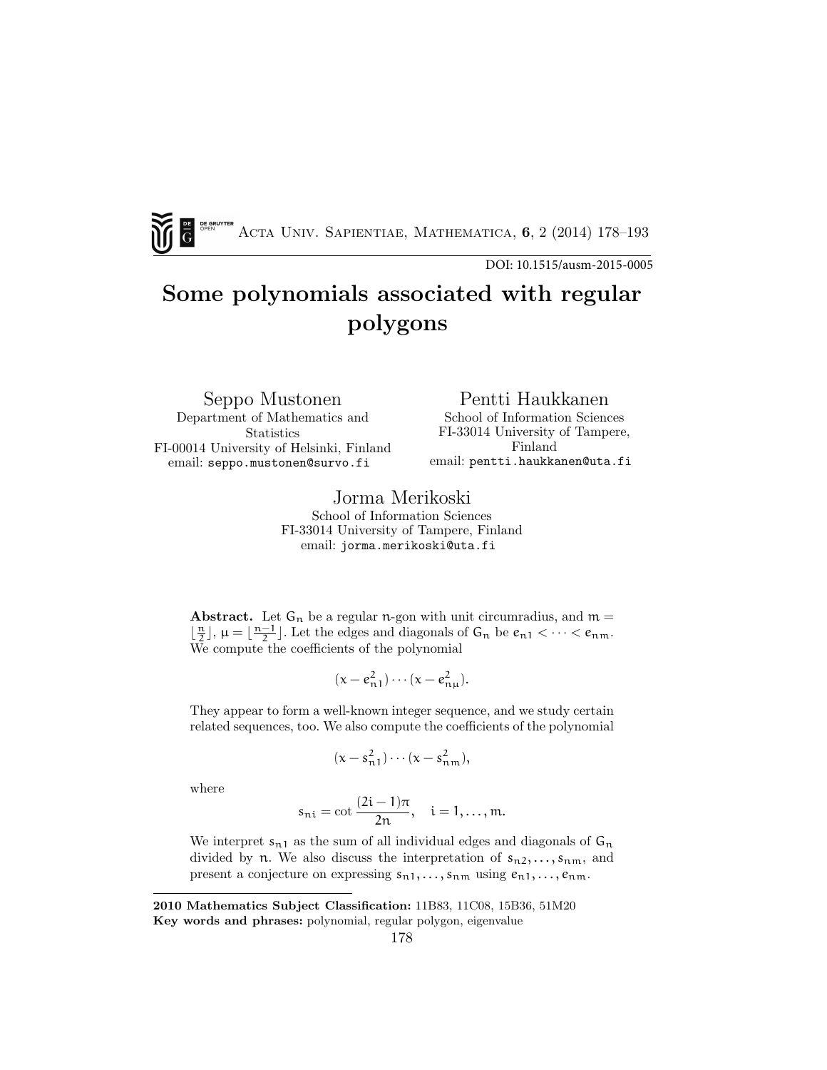# Some polynomials associated with regular polygons

Seppo Mustonen
Department of Mathematics and Statistics
FI-00014 University of Helsinki, Finland
email: seppo.mustonen@survo.fi

Pentti Haukkanen
School of Information Sciences
FI-33014 University of Tampere, Finland
email: pentti.haukkanen@uta.fi

Jorma Merikoski
School of Information Sciences
FI-33014 University of Tampere, Finland
email: jorma.merikoski@uta.fi

**Abstract.** Let $G_n$ be a regular $n$-gon with unit circumradius, and $m = \lfloor \frac{n}{2} \rfloor$, $\mu = \lfloor \frac{n-1}{2} \rfloor$. Let the edges and diagonals of $G_n$ be $e_{n1} < \cdots < e_{nm}$. We compute the coefficients of the polynomial

$$(x - e_{n1}^2) \cdots (x - e_{n\mu}^2).$$

They appear to form a well-known integer sequence, and we study certain related sequences, too. We also compute the coefficients of the polynomial

$$(x - s_{n1}^2) \cdots (x - s_{nm}^2),$$

where

$$s_{ni} = \cot \frac{(2i-1)\pi}{2n}, \quad i = 1, \dots, m.$$

We interpret $s_{n1}$ as the sum of all individual edges and diagonals of $G_n$ divided by $n$. We also discuss the interpretation of $s_{n2}, \dots, s_{nm}$, and present a conjecture on expressing $s_{n1}, \dots, s_{nm}$ using $e_{n1}, \dots, e_{nm}$.

---

**2010 Mathematics Subject Classification:** 11B83, 11C08, 15B36, 51M20
**Key words and phrases:** polynomial, regular polygon, eigenvalue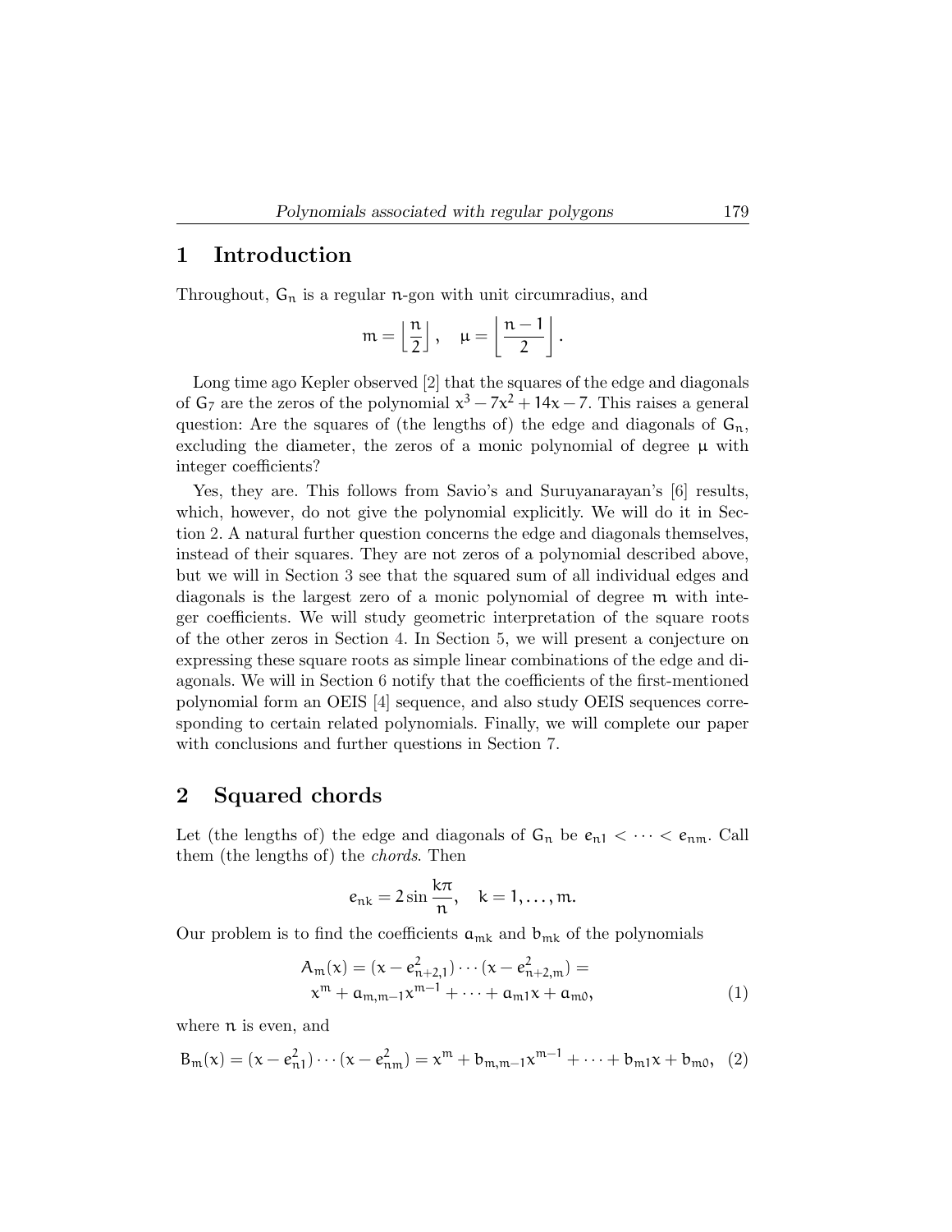## 1 Introduction

Throughout, $G_n$ is a regular $n$-gon with unit circumradius, and

$$m = \left\lfloor \frac{n}{2} \right\rfloor, \quad \mu = \left\lfloor \frac{n-1}{2} \right\rfloor.$$

Long time ago Kepler observed [2] that the squares of the edge and diagonals of $G_7$ are the zeros of the polynomial $x^3 - 7x^2 + 14x - 7$. This raises a general question: Are the squares of (the lengths of) the edge and diagonals of $G_n$, excluding the diameter, the zeros of a monic polynomial of degree $\mu$ with integer coefficients?

Yes, they are. This follows from Savio's and Suruyanarayan's [6] results, which, however, do not give the polynomial explicitly. We will do it in Section 2. A natural further question concerns the edge and diagonals themselves, instead of their squares. They are not zeros of a polynomial described above, but we will in Section 3 see that the squared sum of all individual edges and diagonals is the largest zero of a monic polynomial of degree $m$ with integer coefficients. We will study geometric interpretation of the square roots of the other zeros in Section 4. In Section 5, we will present a conjecture on expressing these square roots as simple linear combinations of the edge and diagonals. We will in Section 6 notify that the coefficients of the first-mentioned polynomial form an OEIS [4] sequence, and also study OEIS sequences corresponding to certain related polynomials. Finally, we will complete our paper with conclusions and further questions in Section 7.

## 2 Squared chords

Let (the lengths of) the edge and diagonals of $G_n$ be $e_{n1} < \cdots < e_{nm}$. Call them (the lengths of) the *chords*. Then

$$e_{nk} = 2 \sin \frac{k\pi}{n}, \quad k = 1, \ldots, m.$$

Our problem is to find the coefficients $a_{mk}$ and $b_{mk}$ of the polynomials

$$A_m(x) = (x - e_{n+2,1}^2) \cdots (x - e_{n+2,m}^2) = x^m + a_{m,m-1}x^{m-1} + \cdots + a_{m1}x + a_{m0}, \tag{1}$$

where $n$ is even, and

$$B_m(x) = (x - e_{n1}^2) \cdots (x - e_{nm}^2) = x^m + b_{m,m-1}x^{m-1} + \cdots + b_{m1}x + b_{m0}, \tag{2}$$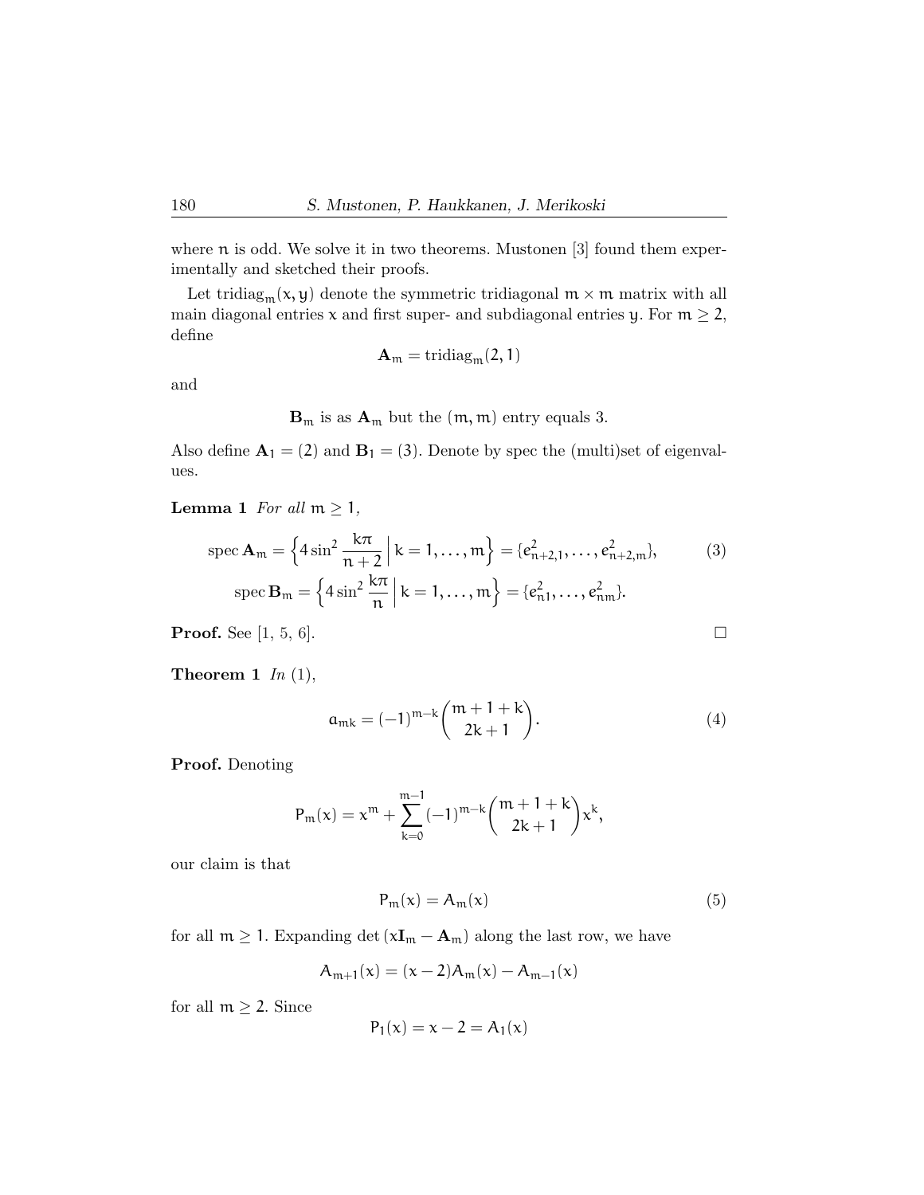where $n$ is odd. We solve it in two theorems. Mustonen [3] found them experimentally and sketched their proofs.

Let $\text{tridiag}_m(x, y)$ denote the symmetric tridiagonal $m \times m$ matrix with all main diagonal entries $x$ and first super- and subdiagonal entries $y$. For $m \geq 2$, define

$$\mathbf{A}_m = \text{tridiag}_m(2, 1)$$

and

$$\mathbf{B}_m \text{ is as } \mathbf{A}_m \text{ but the } (m, m) \text{ entry equals } 3.$$

Also define $\mathbf{A}_1 = (2)$ and $\mathbf{B}_1 = (3)$. Denote by spec the (multi)set of eigenvalues.

**Lemma 1** *For all* $m \geq 1$,

$$\text{spec}\,\mathbf{A}_m = \left\{ 4\sin^2 \frac{k\pi}{n+2} \,\Big|\, k = 1, \ldots, m \right\} = \{e^2_{n+2,1}, \ldots, e^2_{n+2,m}\}, \tag{3}$$

$$\text{spec}\,\mathbf{B}_m = \left\{ 4\sin^2 \frac{k\pi}{n} \,\Big|\, k = 1, \ldots, m \right\} = \{e^2_{n1}, \ldots, e^2_{nm}\}.$$

**Proof.** See [1, 5, 6]. □

**Theorem 1** *In* (1),

$$a_{mk} = (-1)^{m-k} \binom{m+1+k}{2k+1}. \tag{4}$$

**Proof.** Denoting

$$P_m(x) = x^m + \sum_{k=0}^{m-1} (-1)^{m-k} \binom{m+1+k}{2k+1} x^k,$$

our claim is that

$$P_m(x) = A_m(x) \tag{5}$$

for all $m \geq 1$. Expanding $\det(x\mathbf{I}_m - \mathbf{A}_m)$ along the last row, we have

$$A_{m+1}(x) = (x-2)A_m(x) - A_{m-1}(x)$$

for all $m \geq 2$. Since

$$P_1(x) = x - 2 = A_1(x)$$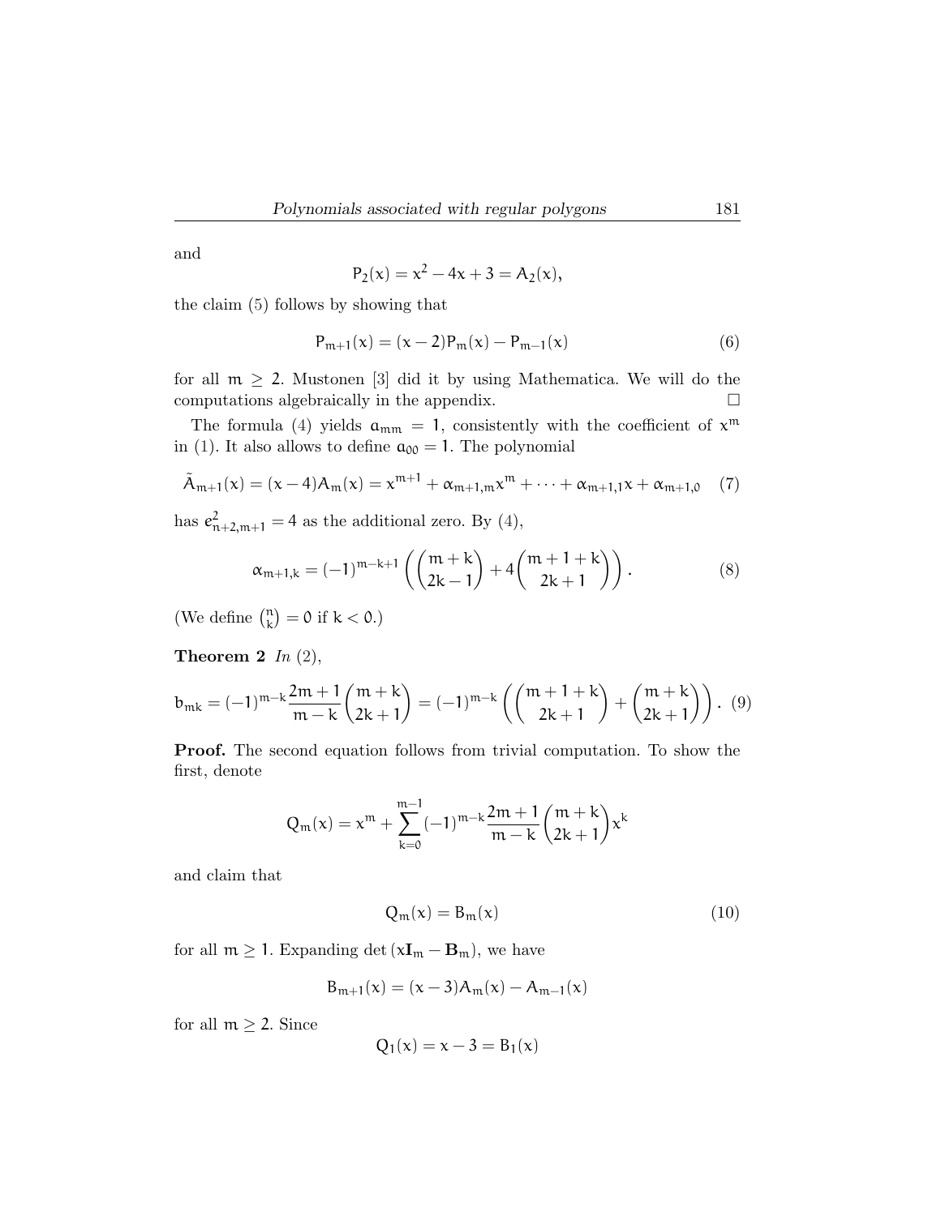and

$$
\mathsf{P}_2(x) = x^2 - 4x + 3 = \mathsf{A}_2(x),
$$

the claim (5) follows by showing that

$$
\mathsf{P}_{m+1}(x) = (x-2)\mathsf{P}_m(x) - \mathsf{P}_{m-1}(x) \tag{6}
$$

for all $m \geq 2$. Mustonen [3] did it by using Mathematica. We will do the computations algebraically in the appendix. $\square$

The formula (4) yields $a_{mm} = 1$, consistently with the coefficient of $x^m$ in (1). It also allows to define $a_{00} = 1$. The polynomial

$$
\tilde{\mathsf{A}}_{m+1}(x) = (x-4)\mathsf{A}_m(x) = x^{m+1} + \alpha_{m+1,m}x^m + \cdots + \alpha_{m+1,1}x + \alpha_{m+1,0} \tag{7}
$$

has $e^2_{n+2,m+1} = 4$ as the additional zero. By (4),

$$
\alpha_{m+1,k} = (-1)^{m-k+1}\left(\binom{m+k}{2k-1} + 4\binom{m+1+k}{2k+1}\right). \tag{8}
$$

(We define $\binom{n}{k} = 0$ if $k < 0$.)

**Theorem 2** *In* (2),

$$
b_{mk} = (-1)^{m-k}\frac{2m+1}{m-k}\binom{m+k}{2k+1} = (-1)^{m-k}\left(\binom{m+1+k}{2k+1} + \binom{m+k}{2k+1}\right). \tag{9}
$$

**Proof.** The second equation follows from trivial computation. To show the first, denote

$$
\mathsf{Q}_m(x) = x^m + \sum_{k=0}^{m-1}(-1)^{m-k}\frac{2m+1}{m-k}\binom{m+k}{2k+1}x^k
$$

and claim that

$$
\mathsf{Q}_m(x) = \mathsf{B}_m(x) \tag{10}
$$

for all $m \geq 1$. Expanding $\det(x\mathbf{I}_m - \mathbf{B}_m)$, we have

$$
\mathsf{B}_{m+1}(x) = (x-3)\mathsf{A}_m(x) - \mathsf{A}_{m-1}(x)
$$

for all $m \geq 2$. Since

$$
\mathsf{Q}_1(x) = x - 3 = \mathsf{B}_1(x)
$$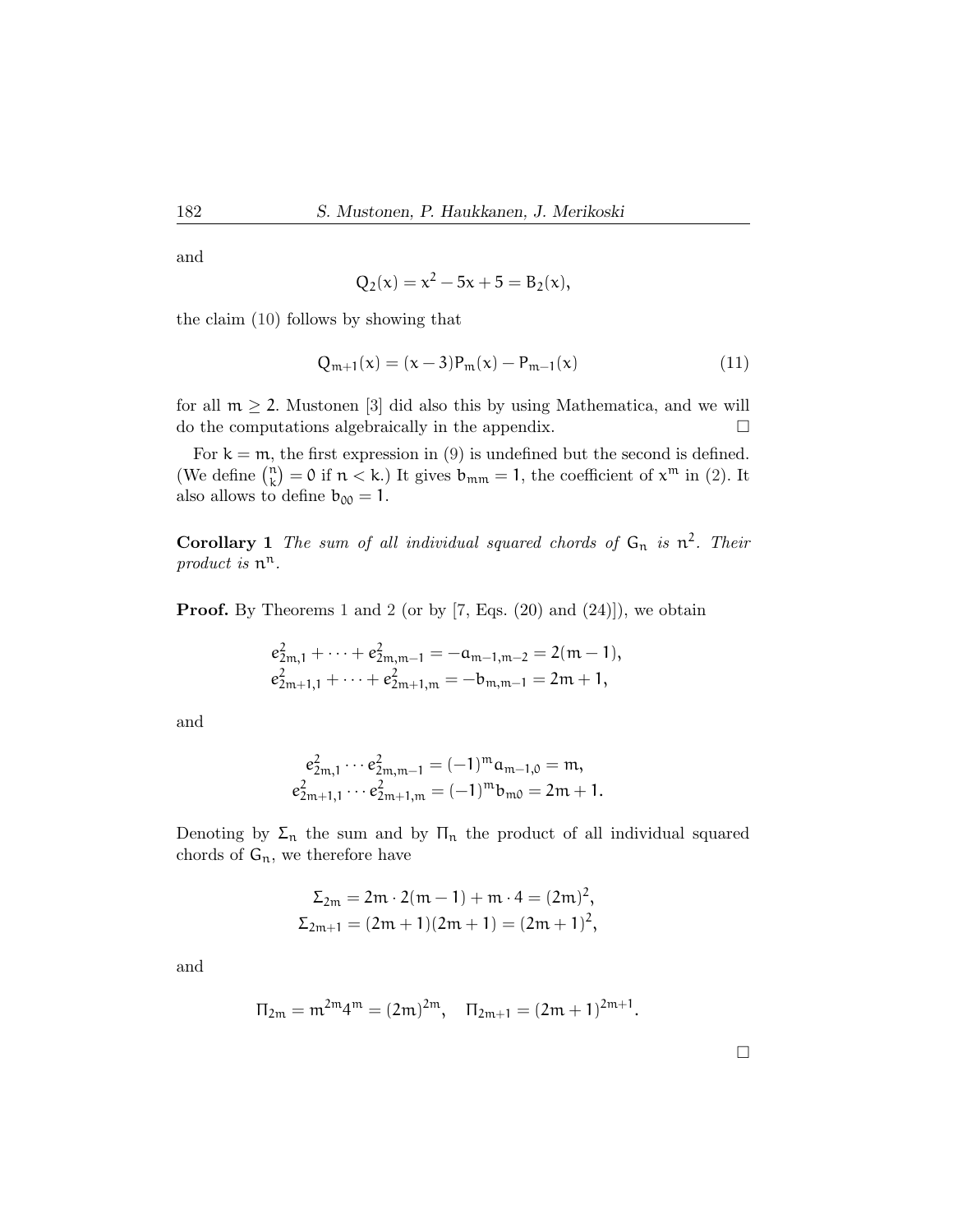and

$$Q_2(x) = x^2 - 5x + 5 = B_2(x),$$

the claim (10) follows by showing that

$$Q_{m+1}(x) = (x-3)P_m(x) - P_{m-1}(x) \tag{11}$$

for all $m \geq 2$. Mustonen [3] did also this by using Mathematica, and we will do the computations algebraically in the appendix. $\square$

For $k = m$, the first expression in (9) is undefined but the second is defined. (We define $\binom{n}{k} = 0$ if $n < k$.) It gives $b_{mm} = 1$, the coefficient of $x^m$ in (2). It also allows to define $b_{00} = 1$.

**Corollary 1** *The sum of all individual squared chords of $G_n$ is $n^2$. Their product is $n^n$.*

**Proof.** By Theorems 1 and 2 (or by [7, Eqs. (20) and (24)]), we obtain

$$\begin{aligned}
e_{2m,1}^2 + \cdots + e_{2m,m-1}^2 &= -a_{m-1,m-2} = 2(m-1),\\
e_{2m+1,1}^2 + \cdots + e_{2m+1,m}^2 &= -b_{m,m-1} = 2m+1,
\end{aligned}$$

and

$$\begin{aligned}
e_{2m,1}^2 \cdots e_{2m,m-1}^2 &= (-1)^m a_{m-1,0} = m,\\
e_{2m+1,1}^2 \cdots e_{2m+1,m}^2 &= (-1)^m b_{m0} = 2m+1.
\end{aligned}$$

Denoting by $\Sigma_n$ the sum and by $\Pi_n$ the product of all individual squared chords of $G_n$, we therefore have

$$\begin{aligned}
\Sigma_{2m} &= 2m \cdot 2(m-1) + m \cdot 4 = (2m)^2,\\
\Sigma_{2m+1} &= (2m+1)(2m+1) = (2m+1)^2,
\end{aligned}$$

and

$$\Pi_{2m} = m^{2m} 4^m = (2m)^{2m}, \quad \Pi_{2m+1} = (2m+1)^{2m+1}.$$

$\square$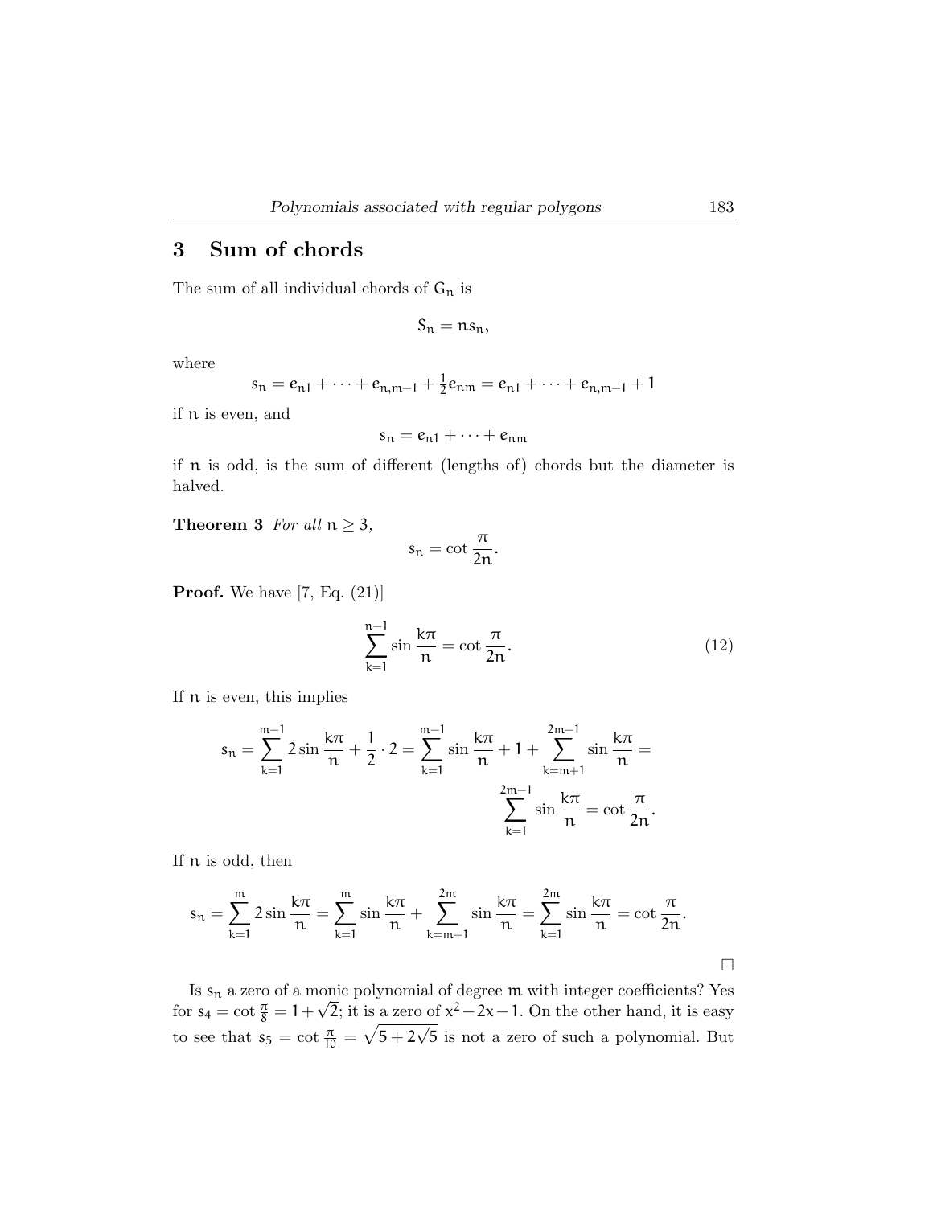## 3 Sum of chords

The sum of all individual chords of $G_n$ is

$$S_n = ns_n,$$

where

$$s_n = e_{n1} + \cdots + e_{n,m-1} + \tfrac{1}{2}e_{nm} = e_{n1} + \cdots + e_{n,m-1} + 1$$

if $n$ is even, and

$$s_n = e_{n1} + \cdots + e_{nm}$$

if $n$ is odd, is the sum of different (lengths of) chords but the diameter is halved.

**Theorem 3** *For all* $n \geq 3$,

$$s_n = \cot \frac{\pi}{2n}.$$

**Proof.** We have [7, Eq. (21)]

$$\sum_{k=1}^{n-1} \sin \frac{k\pi}{n} = \cot \frac{\pi}{2n}. \tag{12}$$

If $n$ is even, this implies

$$s_n = \sum_{k=1}^{m-1} 2 \sin \frac{k\pi}{n} + \frac{1}{2} \cdot 2 = \sum_{k=1}^{m-1} \sin \frac{k\pi}{n} + 1 + \sum_{k=m+1}^{2m-1} \sin \frac{k\pi}{n} = \sum_{k=1}^{2m-1} \sin \frac{k\pi}{n} = \cot \frac{\pi}{2n}.$$

If $n$ is odd, then

$$s_n = \sum_{k=1}^{m} 2 \sin \frac{k\pi}{n} = \sum_{k=1}^{m} \sin \frac{k\pi}{n} + \sum_{k=m+1}^{2m} \sin \frac{k\pi}{n} = \sum_{k=1}^{2m} \sin \frac{k\pi}{n} = \cot \frac{\pi}{2n}.$$

□

Is $s_n$ a zero of a monic polynomial of degree $m$ with integer coefficients? Yes for $s_4 = \cot \frac{\pi}{8} = 1 + \sqrt{2}$; it is a zero of $x^2 - 2x - 1$. On the other hand, it is easy to see that $s_5 = \cot \frac{\pi}{10} = \sqrt{5 + 2\sqrt{5}}$ is not a zero of such a polynomial. But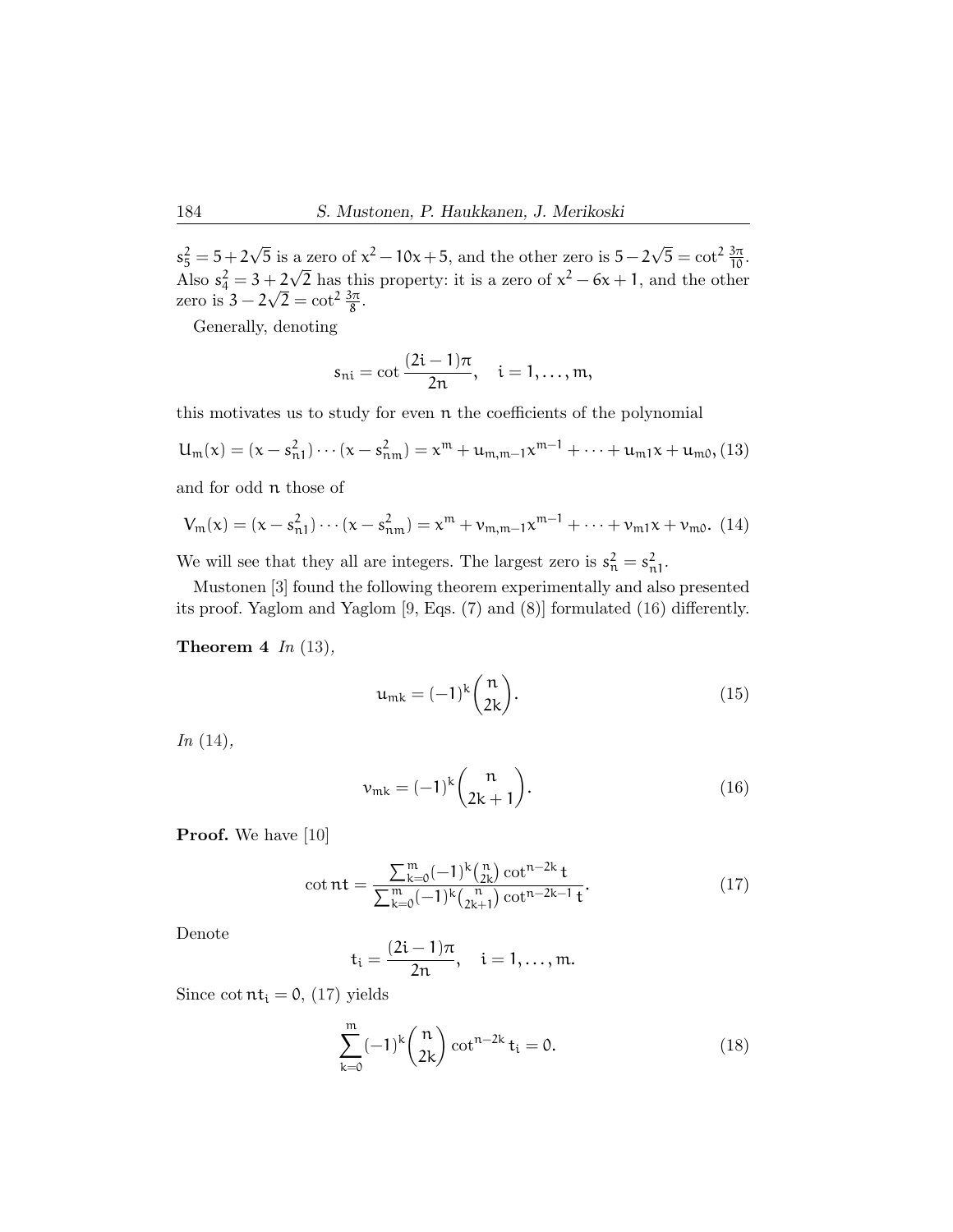$s_5^2 = 5+2\sqrt{5}$ is a zero of $x^2 - 10x + 5$, and the other zero is $5-2\sqrt{5} = \cot^2 \frac{3\pi}{10}$. Also $s_4^2 = 3+2\sqrt{2}$ has this property: it is a zero of $x^2 - 6x + 1$, and the other zero is $3 - 2\sqrt{2} = \cot^2 \frac{3\pi}{8}$.

Generally, denoting

$$s_{ni} = \cot \frac{(2i-1)\pi}{2n}, \quad i = 1, \ldots, m,$$

this motivates us to study for even $n$ the coefficients of the polynomial

$$U_m(x) = (x - s_{n1}^2) \cdots (x - s_{nm}^2) = x^m + u_{m,m-1}x^{m-1} + \cdots + u_{m1}x + u_{m0}, \tag{13}$$

and for odd $n$ those of

$$V_m(x) = (x - s_{n1}^2) \cdots (x - s_{nm}^2) = x^m + v_{m,m-1}x^{m-1} + \cdots + v_{m1}x + v_{m0}. \tag{14}$$

We will see that they all are integers. The largest zero is $s_n^2 = s_{n1}^2$.

Mustonen [3] found the following theorem experimentally and also presented its proof. Yaglom and Yaglom [9, Eqs. (7) and (8)] formulated (16) differently.

**Theorem 4** *In* (13),

$$u_{mk} = (-1)^k \binom{n}{2k}. \tag{15}$$

*In* (14),

$$v_{mk} = (-1)^k \binom{n}{2k+1}. \tag{16}$$

**Proof.** We have [10]

$$\cot nt = \frac{\sum_{k=0}^{m} (-1)^k \binom{n}{2k} \cot^{n-2k} t}{\sum_{k=0}^{m} (-1)^k \binom{n}{2k+1} \cot^{n-2k-1} t}. \tag{17}$$

Denote

$$t_i = \frac{(2i-1)\pi}{2n}, \quad i = 1, \ldots, m.$$

Since $\cot nt_i = 0$, (17) yields

$$\sum_{k=0}^{m} (-1)^k \binom{n}{2k} \cot^{n-2k} t_i = 0. \tag{18}$$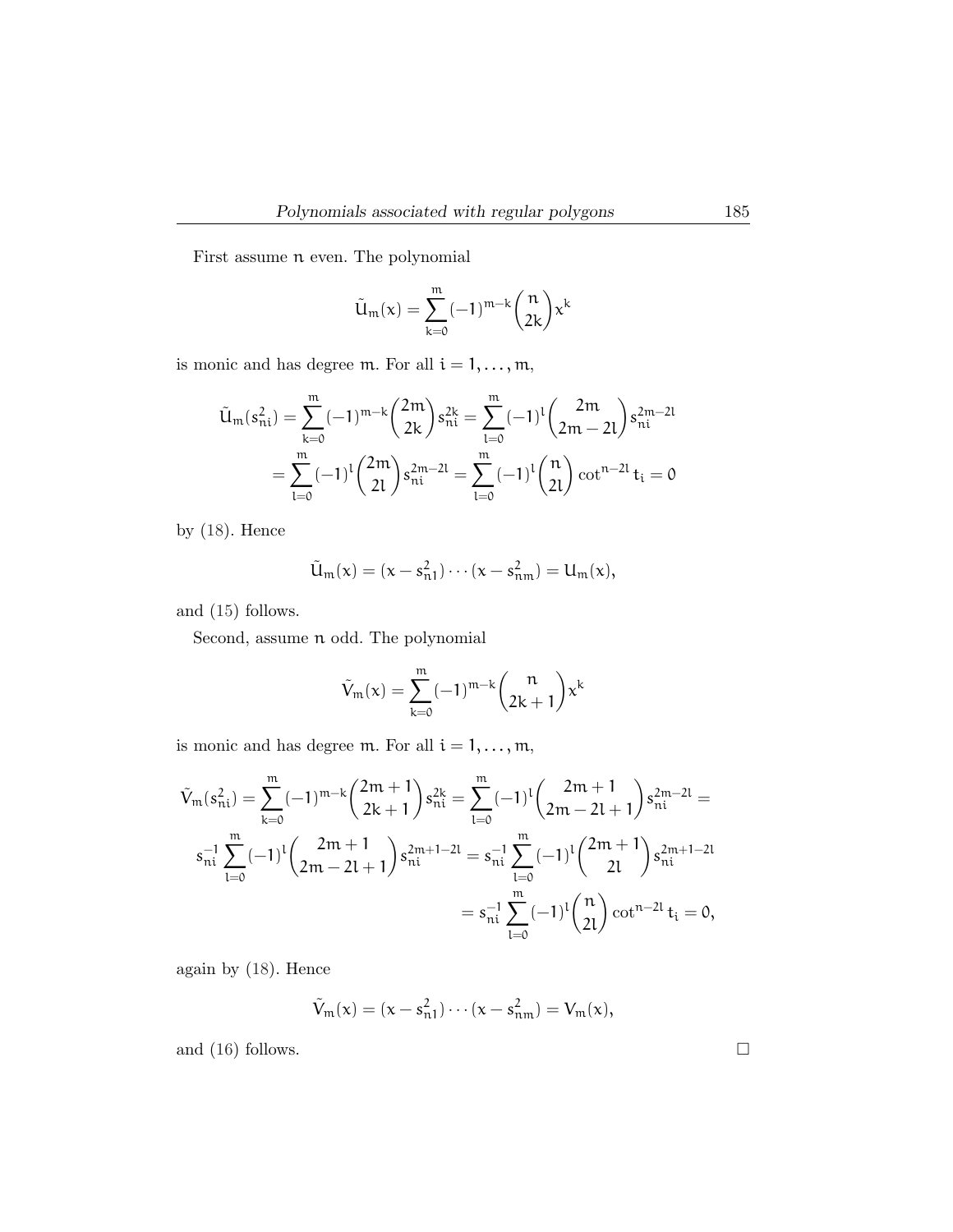First assume $n$ even. The polynomial

$$\tilde{U}_m(x) = \sum_{k=0}^{m} (-1)^{m-k} \binom{n}{2k} x^k$$

is monic and has degree $m$. For all $i = 1, \dots, m$,

$$\begin{aligned}
\tilde{U}_m(s_{ni}^2) &= \sum_{k=0}^{m} (-1)^{m-k} \binom{2m}{2k} s_{ni}^{2k} = \sum_{l=0}^{m} (-1)^{l} \binom{2m}{2m-2l} s_{ni}^{2m-2l} \\
&= \sum_{l=0}^{m} (-1)^{l} \binom{2m}{2l} s_{ni}^{2m-2l} = \sum_{l=0}^{m} (-1)^{l} \binom{n}{2l} \cot^{n-2l} t_i = 0
\end{aligned}$$

by (18). Hence

$$\tilde{U}_m(x) = (x - s_{n1}^2) \cdots (x - s_{nm}^2) = U_m(x),$$

and (15) follows.

Second, assume $n$ odd. The polynomial

$$\tilde{V}_m(x) = \sum_{k=0}^{m} (-1)^{m-k} \binom{n}{2k+1} x^k$$

is monic and has degree $m$. For all $i = 1, \dots, m$,

$$\begin{aligned}
\tilde{V}_m(s_{ni}^2) &= \sum_{k=0}^{m} (-1)^{m-k} \binom{2m+1}{2k+1} s_{ni}^{2k} = \sum_{l=0}^{m} (-1)^{l} \binom{2m+1}{2m-2l+1} s_{ni}^{2m-2l} = \\
& s_{ni}^{-1} \sum_{l=0}^{m} (-1)^{l} \binom{2m+1}{2m-2l+1} s_{ni}^{2m+1-2l} = s_{ni}^{-1} \sum_{l=0}^{m} (-1)^{l} \binom{2m+1}{2l} s_{ni}^{2m+1-2l} \\
&= s_{ni}^{-1} \sum_{l=0}^{m} (-1)^{l} \binom{n}{2l} \cot^{n-2l} t_i = 0,
\end{aligned}$$

again by (18). Hence

$$\tilde{V}_m(x) = (x - s_{n1}^2) \cdots (x - s_{nm}^2) = V_m(x),$$

and (16) follows. □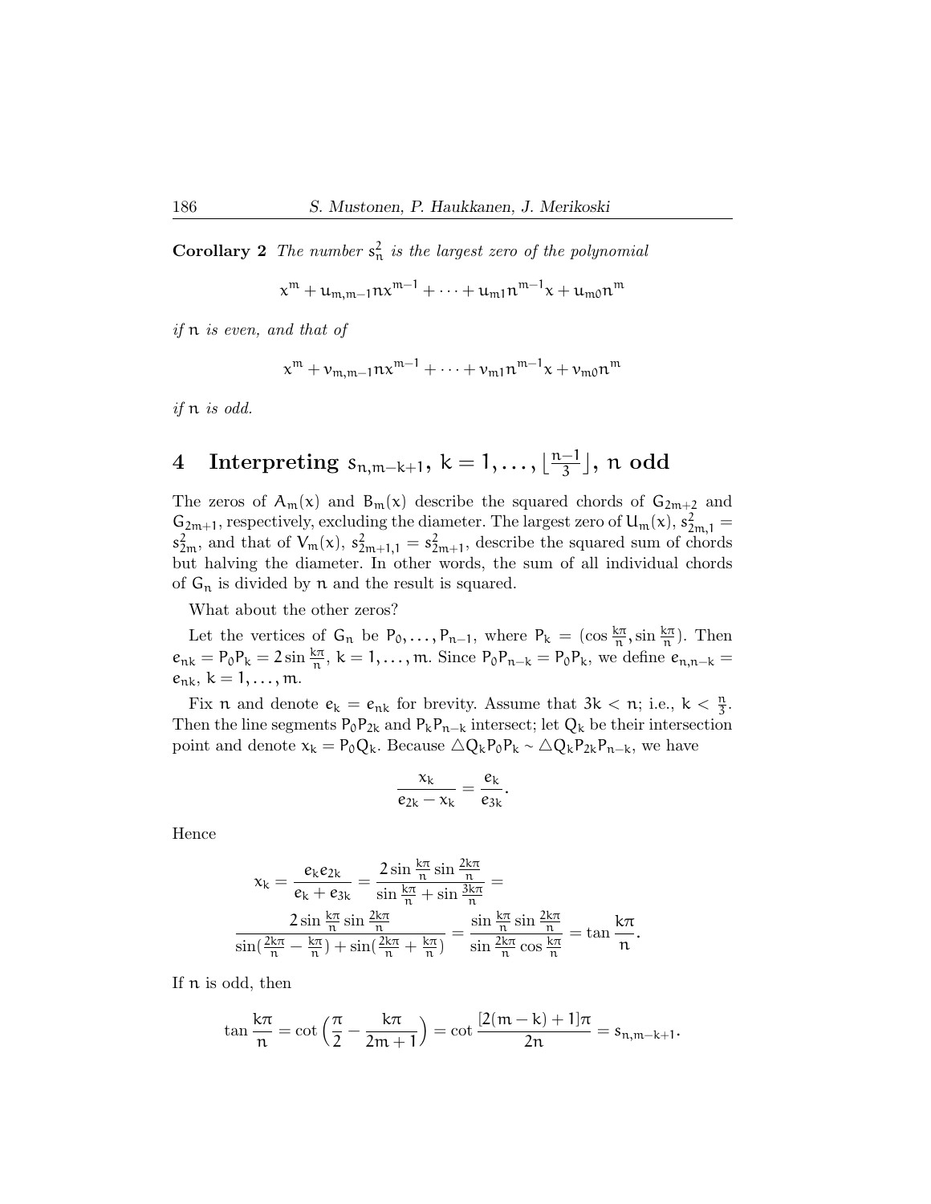**Corollary 2** *The number $s_n^2$ is the largest zero of the polynomial*

$$x^m + u_{m,m-1} n x^{m-1} + \cdots + u_{m1} n^{m-1} x + u_{m0} n^m$$

*if $n$ is even, and that of*

$$x^m + v_{m,m-1} n x^{m-1} + \cdots + v_{m1} n^{m-1} x + v_{m0} n^m$$

*if $n$ is odd.*

## 4 Interpreting $s_{n,m-k+1}$, $k = 1, \ldots, \lfloor \frac{n-1}{3} \rfloor$, $n$ odd

The zeros of $A_m(x)$ and $B_m(x)$ describe the squared chords of $G_{2m+2}$ and $G_{2m+1}$, respectively, excluding the diameter. The largest zero of $U_m(x)$, $s_{2m,1}^2 = s_{2m}^2$, and that of $V_m(x)$, $s_{2m+1,1}^2 = s_{2m+1}^2$, describe the squared sum of chords but halving the diameter. In other words, the sum of all individual chords of $G_n$ is divided by $n$ and the result is squared.

What about the other zeros?

Let the vertices of $G_n$ be $P_0, \ldots, P_{n-1}$, where $P_k = (\cos \frac{k\pi}{n}, \sin \frac{k\pi}{n})$. Then $e_{nk} = P_0P_k = 2 \sin \frac{k\pi}{n}$, $k = 1, \ldots, m$. Since $P_0P_{n-k} = P_0P_k$, we define $e_{n,n-k} = e_{nk}$, $k = 1, \ldots, m$.

Fix $n$ and denote $e_k = e_{nk}$ for brevity. Assume that $3k < n$; i.e., $k < \frac{n}{3}$. Then the line segments $P_0P_{2k}$ and $P_kP_{n-k}$ intersect; let $Q_k$ be their intersection point and denote $x_k = P_0Q_k$. Because $\triangle Q_kP_0P_k \sim \triangle Q_kP_{2k}P_{n-k}$, we have

$$\frac{x_k}{e_{2k} - x_k} = \frac{e_k}{e_{3k}}.$$

Hence

$$x_k = \frac{e_k e_{2k}}{e_k + e_{3k}} = \frac{2 \sin \frac{k\pi}{n} \sin \frac{2k\pi}{n}}{\sin \frac{k\pi}{n} + \sin \frac{3k\pi}{n}} =$$

$$\frac{2 \sin \frac{k\pi}{n} \sin \frac{2k\pi}{n}}{\sin(\frac{2k\pi}{n} - \frac{k\pi}{n}) + \sin(\frac{2k\pi}{n} + \frac{k\pi}{n})} = \frac{\sin \frac{k\pi}{n} \sin \frac{2k\pi}{n}}{\sin \frac{2k\pi}{n} \cos \frac{k\pi}{n}} = \tan \frac{k\pi}{n}.$$

If $n$ is odd, then

$$\tan \frac{k\pi}{n} = \cot \left( \frac{\pi}{2} - \frac{k\pi}{2m+1} \right) = \cot \frac{[2(m-k)+1]\pi}{2n} = s_{n,m-k+1}.$$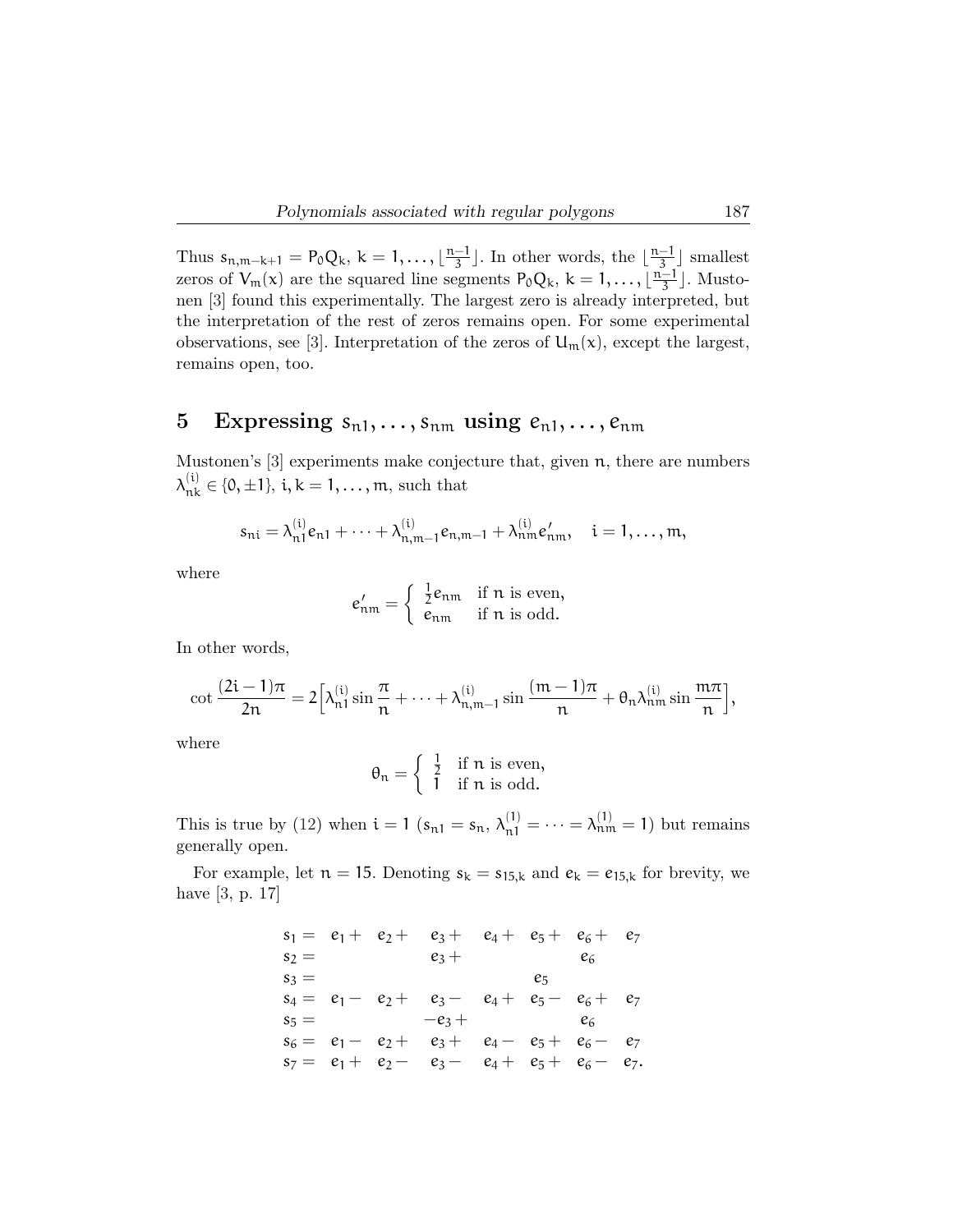Thus $s_{n,m-k+1} = P_0Q_k$, $k = 1, \dots, \lfloor \frac{n-1}{3} \rfloor$. In other words, the $\lfloor \frac{n-1}{3} \rfloor$ smallest zeros of $V_m(x)$ are the squared line segments $P_0Q_k$, $k = 1, \dots, \lfloor \frac{n-1}{3} \rfloor$. Mustonen [3] found this experimentally. The largest zero is already interpreted, but the interpretation of the rest of zeros remains open. For some experimental observations, see [3]. Interpretation of the zeros of $U_m(x)$, except the largest, remains open, too.

## 5 Expressing $s_{n1}, \dots, s_{nm}$ using $e_{n1}, \dots, e_{nm}$

Mustonen's [3] experiments make conjecture that, given $n$, there are numbers $\lambda_{nk}^{(i)} \in \{0, \pm 1\}$, $i, k = 1, \dots, m$, such that

$$s_{ni} = \lambda_{n1}^{(i)} e_{n1} + \dots + \lambda_{n,m-1}^{(i)} e_{n,m-1} + \lambda_{nm}^{(i)} e'_{nm}, \quad i = 1, \dots, m,$$

where

$$e'_{nm} = \begin{cases} \frac{1}{2} e_{nm} & \text{if } n \text{ is even,} \\ e_{nm} & \text{if } n \text{ is odd.} \end{cases}$$

In other words,

$$\cot \frac{(2i-1)\pi}{2n} = 2 \Big[ \lambda_{n1}^{(i)} \sin \frac{\pi}{n} + \dots + \lambda_{n,m-1}^{(i)} \sin \frac{(m-1)\pi}{n} + \theta_n \lambda_{nm}^{(i)} \sin \frac{m\pi}{n} \Big],$$

where

$$\theta_n = \begin{cases} \frac{1}{2} & \text{if } n \text{ is even,} \\ 1 & \text{if } n \text{ is odd.} \end{cases}$$

This is true by (12) when $i = 1$ ($s_{n1} = s_n$, $\lambda_{n1}^{(1)} = \dots = \lambda_{nm}^{(1)} = 1$) but remains generally open.

For example, let $n = 15$. Denoting $s_k = s_{15,k}$ and $e_k = e_{15,k}$ for brevity, we have [3, p. 17]

$$\begin{aligned}
s_1 &= e_1 + e_2 + e_3 + e_4 + e_5 + e_6 + e_7 \\
s_2 &= e_3 + e_6 \\
s_3 &= e_5 \\
s_4 &= e_1 - e_2 + e_3 - e_4 + e_5 - e_6 + e_7 \\
s_5 &= -e_3 + e_6 \\
s_6 &= e_1 - e_2 + e_3 + e_4 - e_5 + e_6 - e_7 \\
s_7 &= e_1 + e_2 - e_3 - e_4 + e_5 + e_6 - e_7.
\end{aligned}$$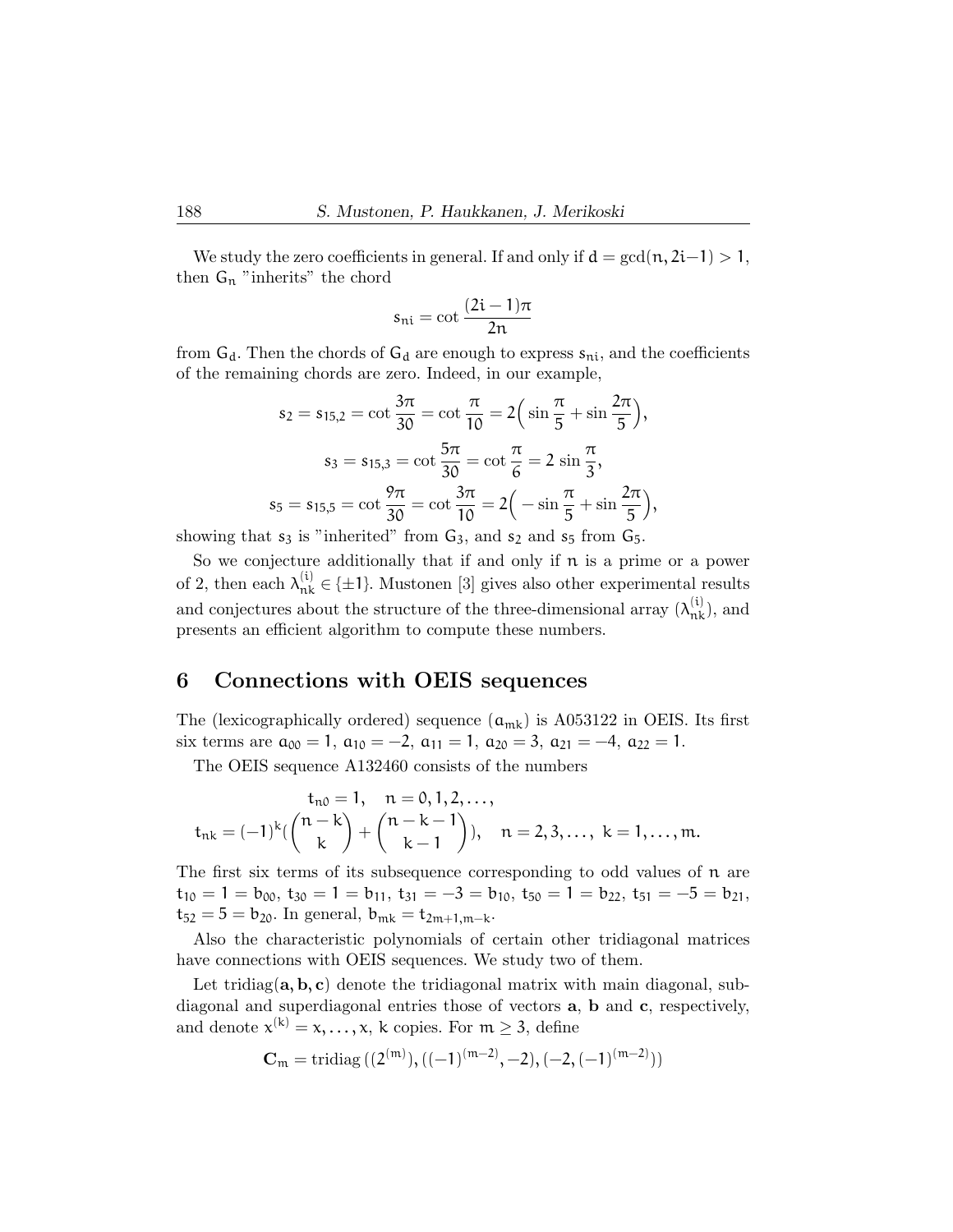We study the zero coefficients in general. If and only if $d = \gcd(n, 2i-1) > 1$, then $G_n$ "inherits" the chord

$$s_{ni} = \cot \frac{(2i-1)\pi}{2n}$$

from $G_d$. Then the chords of $G_d$ are enough to express $s_{ni}$, and the coefficients of the remaining chords are zero. Indeed, in our example,

$$s_2 = s_{15,2} = \cot \frac{3\pi}{30} = \cot \frac{\pi}{10} = 2\Big(\sin \frac{\pi}{5} + \sin \frac{2\pi}{5}\Big),$$

$$s_3 = s_{15,3} = \cot \frac{5\pi}{30} = \cot \frac{\pi}{6} = 2 \sin \frac{\pi}{3},$$

$$s_5 = s_{15,5} = \cot \frac{9\pi}{30} = \cot \frac{3\pi}{10} = 2\Big(-\sin \frac{\pi}{5} + \sin \frac{2\pi}{5}\Big),$$

showing that $s_3$ is "inherited" from $G_3$, and $s_2$ and $s_5$ from $G_5$.

So we conjecture additionally that if and only if $n$ is a prime or a power of 2, then each $\lambda_{nk}^{(i)} \in \{\pm 1\}$. Mustonen [3] gives also other experimental results and conjectures about the structure of the three-dimensional array $(\lambda_{nk}^{(i)})$, and presents an efficient algorithm to compute these numbers.

## 6 Connections with OEIS sequences

The (lexicographically ordered) sequence $(a_{mk})$ is A053122 in OEIS. Its first six terms are $a_{00} = 1$, $a_{10} = -2$, $a_{11} = 1$, $a_{20} = 3$, $a_{21} = -4$, $a_{22} = 1$.

The OEIS sequence A132460 consists of the numbers

$$t_{n0} = 1, \quad n = 0, 1, 2, \ldots,$$
$$t_{nk} = (-1)^k \Big(\binom{n-k}{k} + \binom{n-k-1}{k-1}\Big), \quad n = 2, 3, \ldots,\ k = 1, \ldots, m.$$

The first six terms of its subsequence corresponding to odd values of $n$ are $t_{10} = 1 = b_{00}$, $t_{30} = 1 = b_{11}$, $t_{31} = -3 = b_{10}$, $t_{50} = 1 = b_{22}$, $t_{51} = -5 = b_{21}$, $t_{52} = 5 = b_{20}$. In general, $b_{mk} = t_{2m+1,m-k}$.

Also the characteristic polynomials of certain other tridiagonal matrices have connections with OEIS sequences. We study two of them.

Let tridiag$(\mathbf{a}, \mathbf{b}, \mathbf{c})$ denote the tridiagonal matrix with main diagonal, subdiagonal and superdiagonal entries those of vectors $\mathbf{a}$, $\mathbf{b}$ and $\mathbf{c}$, respectively, and denote $x^{(k)} = x, \ldots, x$, $k$ copies. For $m \geq 3$, define

$$\mathbf{C}_m = \text{tridiag}\left((2^{(m)}), ((-1)^{(m-2)}, -2), (-2, (-1)^{(m-2)})\right)$$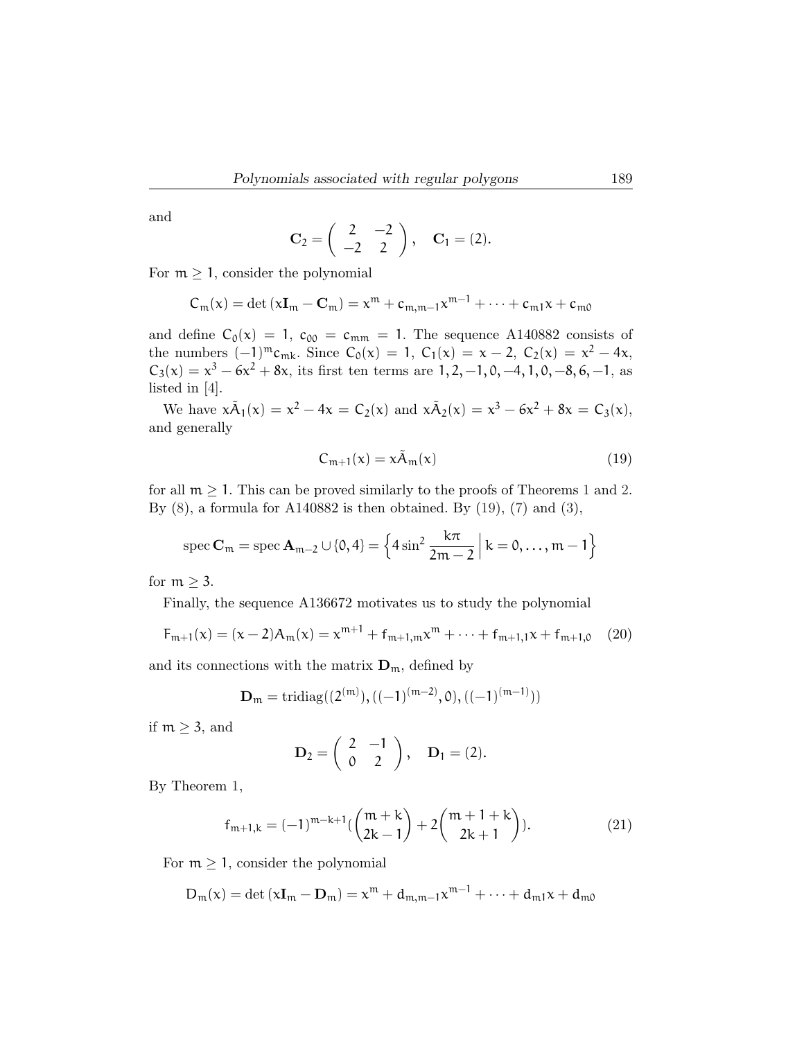and

$$\mathbf{C}_2 = \begin{pmatrix} 2 & -2 \\ -2 & 2 \end{pmatrix}, \quad \mathbf{C}_1 = (2).$$

For $m \geq 1$, consider the polynomial

$$C_m(x) = \det(x\mathbf{I}_m - \mathbf{C}_m) = x^m + c_{m,m-1}x^{m-1} + \cdots + c_{m1}x + c_{m0}$$

and define $C_0(x) = 1$, $c_{00} = c_{mm} = 1$. The sequence A140882 consists of the numbers $(-1)^m c_{mk}$. Since $C_0(x) = 1$, $C_1(x) = x - 2$, $C_2(x) = x^2 - 4x$, $C_3(x) = x^3 - 6x^2 + 8x$, its first ten terms are $1, 2, -1, 0, -4, 1, 0, -8, 6, -1$, as listed in [4].

We have $x\tilde{A}_1(x) = x^2 - 4x = C_2(x)$ and $x\tilde{A}_2(x) = x^3 - 6x^2 + 8x = C_3(x)$, and generally

$$C_{m+1}(x) = x\tilde{A}_m(x) \tag{19}$$

for all $m \geq 1$. This can be proved similarly to the proofs of Theorems 1 and 2. By (8), a formula for A140882 is then obtained. By (19), (7) and (3),

$$\operatorname{spec}\mathbf{C}_m = \operatorname{spec}\mathbf{A}_{m-2} \cup \{0, 4\} = \left\{4\sin^2\frac{k\pi}{2m-2} \,\Big|\, k = 0, \ldots, m-1\right\}$$

for $m \geq 3$.

Finally, the sequence A136672 motivates us to study the polynomial

$$F_{m+1}(x) = (x-2)A_m(x) = x^{m+1} + f_{m+1,m}x^m + \cdots + f_{m+1,1}x + f_{m+1,0} \tag{20}$$

and its connections with the matrix $\mathbf{D}_m$, defined by

$$\mathbf{D}_m = \operatorname{tridiag}((2^{(m)}), ((-1)^{(m-2)}, 0), ((-1)^{(m-1)}))$$

if $m \geq 3$, and

$$\mathbf{D}_2 = \begin{pmatrix} 2 & -1 \\ 0 & 2 \end{pmatrix}, \quad \mathbf{D}_1 = (2).$$

By Theorem 1,

$$f_{m+1,k} = (-1)^{m-k+1}\left(\binom{m+k}{2k-1} + 2\binom{m+1+k}{2k+1}\right). \tag{21}$$

For $m \geq 1$, consider the polynomial

$$D_m(x) = \det(x\mathbf{I}_m - \mathbf{D}_m) = x^m + d_{m,m-1}x^{m-1} + \cdots + d_{m1}x + d_{m0}$$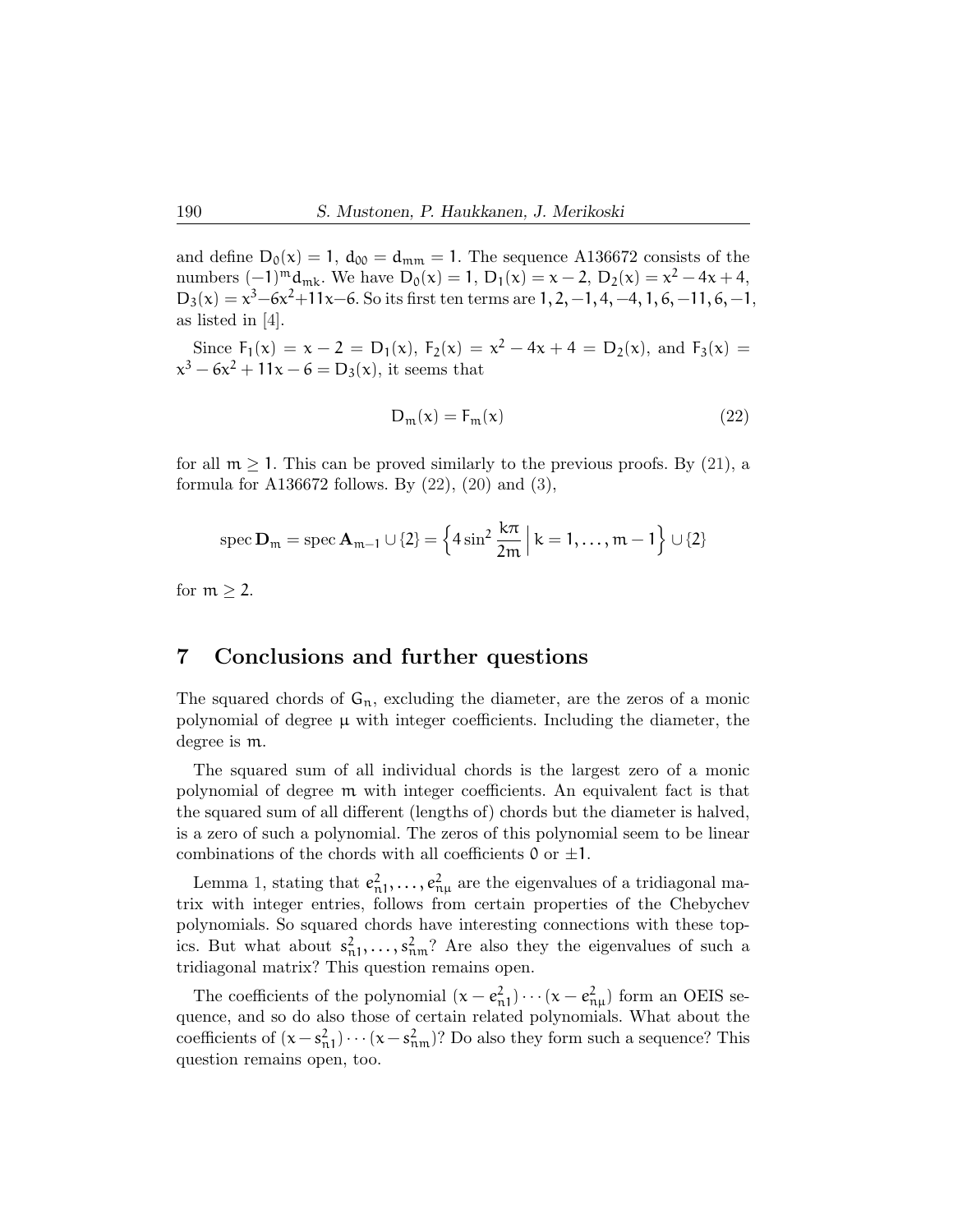and define $D_0(x) = 1$, $d_{00} = d_{mm} = 1$. The sequence A136672 consists of the numbers $(-1)^m d_{mk}$. We have $D_0(x) = 1$, $D_1(x) = x - 2$, $D_2(x) = x^2 - 4x + 4$, $D_3(x) = x^3 - 6x^2 + 11x - 6$. So its first ten terms are $1, 2, -1, 4, -4, 1, 6, -11, 6, -1$, as listed in [4].

Since $F_1(x) = x - 2 = D_1(x)$, $F_2(x) = x^2 - 4x + 4 = D_2(x)$, and $F_3(x) = x^3 - 6x^2 + 11x - 6 = D_3(x)$, it seems that

$$D_m(x) = F_m(x) \tag{22}$$

for all $m \geq 1$. This can be proved similarly to the previous proofs. By (21), a formula for A136672 follows. By (22), (20) and (3),

$$\operatorname{spec} \mathbf{D}_m = \operatorname{spec} \mathbf{A}_{m-1} \cup \{2\} = \left\{ 4 \sin^2 \frac{k\pi}{2m} \,\Big|\, k = 1, \ldots, m-1 \right\} \cup \{2\}$$

for $m \geq 2$.

## 7 Conclusions and further questions

The squared chords of $G_n$, excluding the diameter, are the zeros of a monic polynomial of degree $\mu$ with integer coefficients. Including the diameter, the degree is $m$.

The squared sum of all individual chords is the largest zero of a monic polynomial of degree $m$ with integer coefficients. An equivalent fact is that the squared sum of all different (lengths of) chords but the diameter is halved, is a zero of such a polynomial. The zeros of this polynomial seem to be linear combinations of the chords with all coefficients $0$ or $\pm 1$.

Lemma 1, stating that $e_{n1}^2, \ldots, e_{n\mu}^2$ are the eigenvalues of a tridiagonal matrix with integer entries, follows from certain properties of the Chebychev polynomials. So squared chords have interesting connections with these topics. But what about $s_{n1}^2, \ldots, s_{nm}^2$? Are also they the eigenvalues of such a tridiagonal matrix? This question remains open.

The coefficients of the polynomial $(x - e_{n1}^2) \cdots (x - e_{n\mu}^2)$ form an OEIS sequence, and so do also those of certain related polynomials. What about the coefficients of $(x - s_{n1}^2) \cdots (x - s_{nm}^2)$? Do also they form such a sequence? This question remains open, too.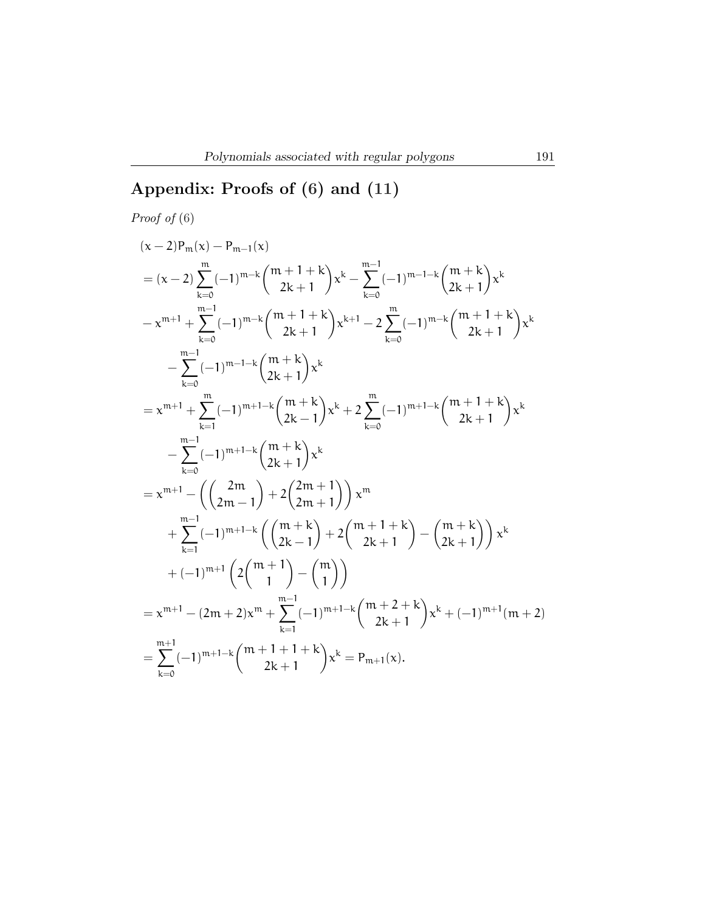## Appendix: Proofs of (6) and (11)

*Proof of* (6)

$$
\begin{aligned}
&(x-2)P_m(x) - P_{m-1}(x) \\
&= (x-2)\sum_{k=0}^{m}(-1)^{m-k}\binom{m+1+k}{2k+1}x^k - \sum_{k=0}^{m-1}(-1)^{m-1-k}\binom{m+k}{2k+1}x^k \\
&- x^{m+1} + \sum_{k=0}^{m-1}(-1)^{m-k}\binom{m+1+k}{2k+1}x^{k+1} - 2\sum_{k=0}^{m}(-1)^{m-k}\binom{m+1+k}{2k+1}x^k \\
&\quad - \sum_{k=0}^{m-1}(-1)^{m-1-k}\binom{m+k}{2k+1}x^k \\
&= x^{m+1} + \sum_{k=1}^{m}(-1)^{m+1-k}\binom{m+k}{2k-1}x^k + 2\sum_{k=0}^{m}(-1)^{m+1-k}\binom{m+1+k}{2k+1}x^k \\
&\quad - \sum_{k=0}^{m-1}(-1)^{m+1-k}\binom{m+k}{2k+1}x^k \\
&= x^{m+1} - \left(\binom{2m}{2m-1} + 2\binom{2m+1}{2m+1}\right)x^m \\
&\quad + \sum_{k=1}^{m-1}(-1)^{m+1-k}\left(\binom{m+k}{2k-1} + 2\binom{m+1+k}{2k+1} - \binom{m+k}{2k+1}\right)x^k \\
&\quad + (-1)^{m+1}\left(2\binom{m+1}{1} - \binom{m}{1}\right) \\
&= x^{m+1} - (2m+2)x^m + \sum_{k=1}^{m-1}(-1)^{m+1-k}\binom{m+2+k}{2k+1}x^k + (-1)^{m+1}(m+2) \\
&= \sum_{k=0}^{m+1}(-1)^{m+1-k}\binom{m+1+1+k}{2k+1}x^k = P_{m+1}(x).
\end{aligned}
$$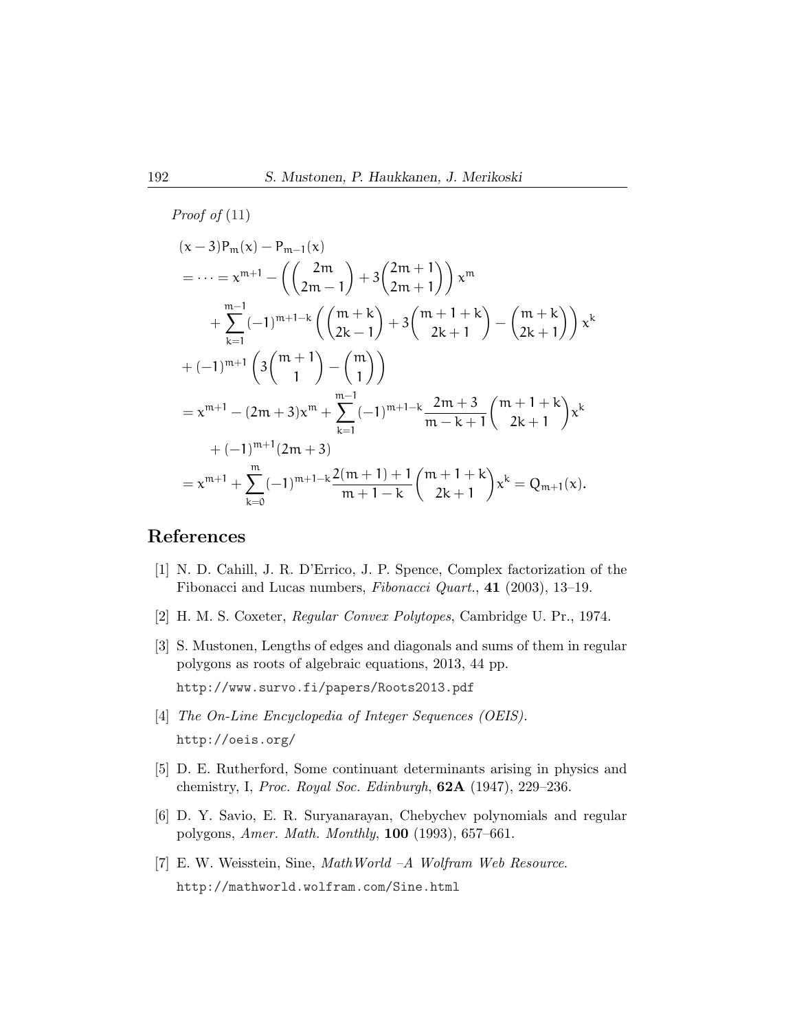*Proof of* (11)

$$
\begin{aligned}
&(x-3)P_m(x) - P_{m-1}(x) \\
&= \cdots = x^{m+1} - \left( \binom{2m}{2m-1} + 3\binom{2m+1}{2m+1} \right) x^m \\
&\qquad + \sum_{k=1}^{m-1} (-1)^{m+1-k} \left( \binom{m+k}{2k-1} + 3\binom{m+1+k}{2k+1} - \binom{m+k}{2k+1} \right) x^k \\
&+ (-1)^{m+1} \left( 3\binom{m+1}{1} - \binom{m}{1} \right) \\
&= x^{m+1} - (2m+3)x^m + \sum_{k=1}^{m-1} (-1)^{m+1-k} \frac{2m+3}{m-k+1} \binom{m+1+k}{2k+1} x^k \\
&\qquad + (-1)^{m+1}(2m+3) \\
&= x^{m+1} + \sum_{k=0}^{m} (-1)^{m+1-k} \frac{2(m+1)+1}{m+1-k} \binom{m+1+k}{2k+1} x^k = Q_{m+1}(x).
\end{aligned}
$$

## References

[1] N. D. Cahill, J. R. D'Errico, J. P. Spence, Complex factorization of the Fibonacci and Lucas numbers, *Fibonacci Quart.*, **41** (2003), 13–19.

[2] H. M. S. Coxeter, *Regular Convex Polytopes*, Cambridge U. Pr., 1974.

[3] S. Mustonen, Lengths of edges and diagonals and sums of them in regular polygons as roots of algebraic equations, 2013, 44 pp. http://www.survo.fi/papers/Roots2013.pdf

[4] *The On-Line Encyclopedia of Integer Sequences (OEIS).* http://oeis.org/

[5] D. E. Rutherford, Some continuant determinants arising in physics and chemistry, I, *Proc. Royal Soc. Edinburgh*, **62A** (1947), 229–236.

[6] D. Y. Savio, E. R. Suryanarayan, Chebychev polynomials and regular polygons, *Amer. Math. Monthly*, **100** (1993), 657–661.

[7] E. W. Weisstein, Sine, *MathWorld –A Wolfram Web Resource*. http://mathworld.wolfram.com/Sine.html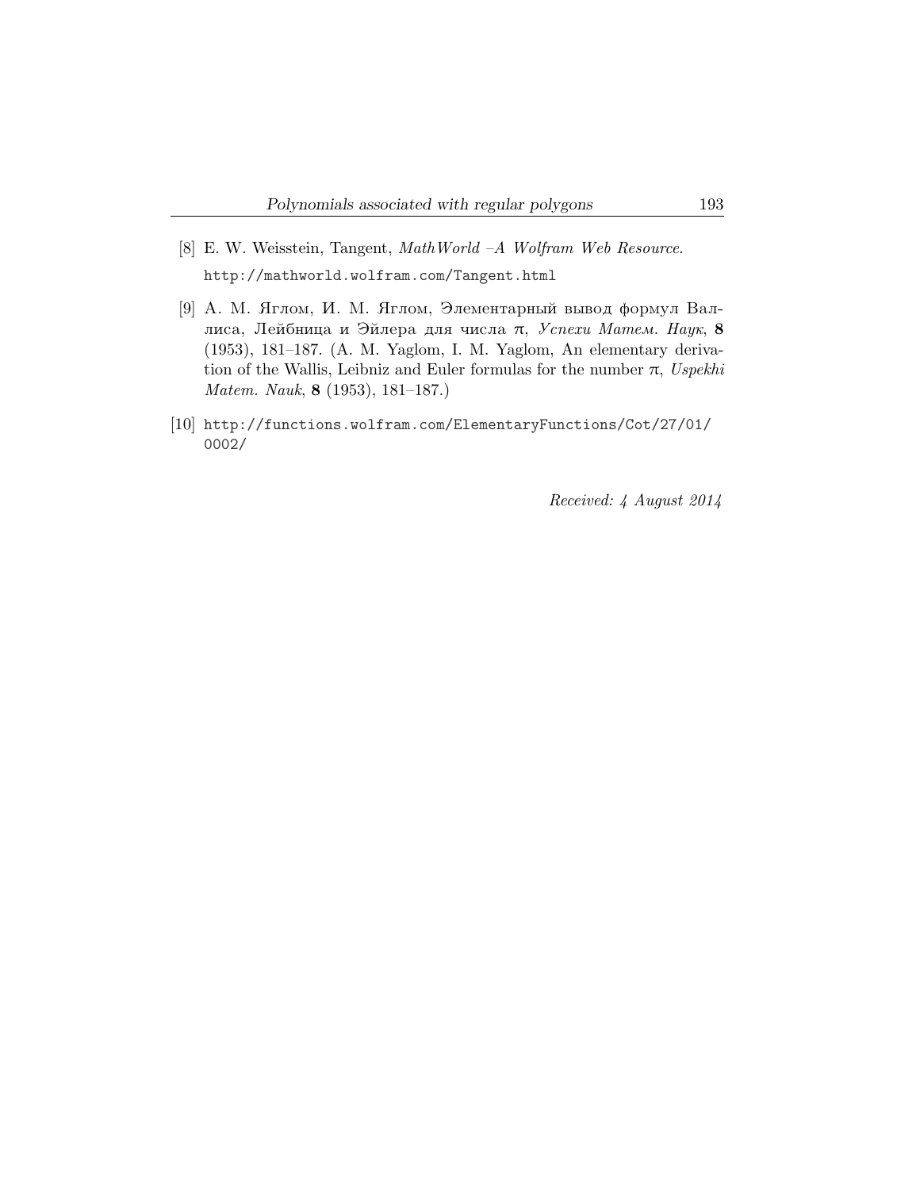[8] E. W. Weisstein, Tangent, *MathWorld –A Wolfram Web Resource*. http://mathworld.wolfram.com/Tangent.html

[9] А. М. Яглом, И. М. Яглом, Элементарный вывод формул Валлиса, Лейбница и Эйлера для числа $\pi$, *Успехи Матем. Наук*, **8** (1953), 181–187. (A. M. Yaglom, I. M. Yaglom, An elementary derivation of the Wallis, Leibniz and Euler formulas for the number $\pi$, *Uspekhi Matem. Nauk*, **8** (1953), 181–187.)

[10] http://functions.wolfram.com/ElementaryFunctions/Cot/27/01/0002/

*Received: 4 August 2014*